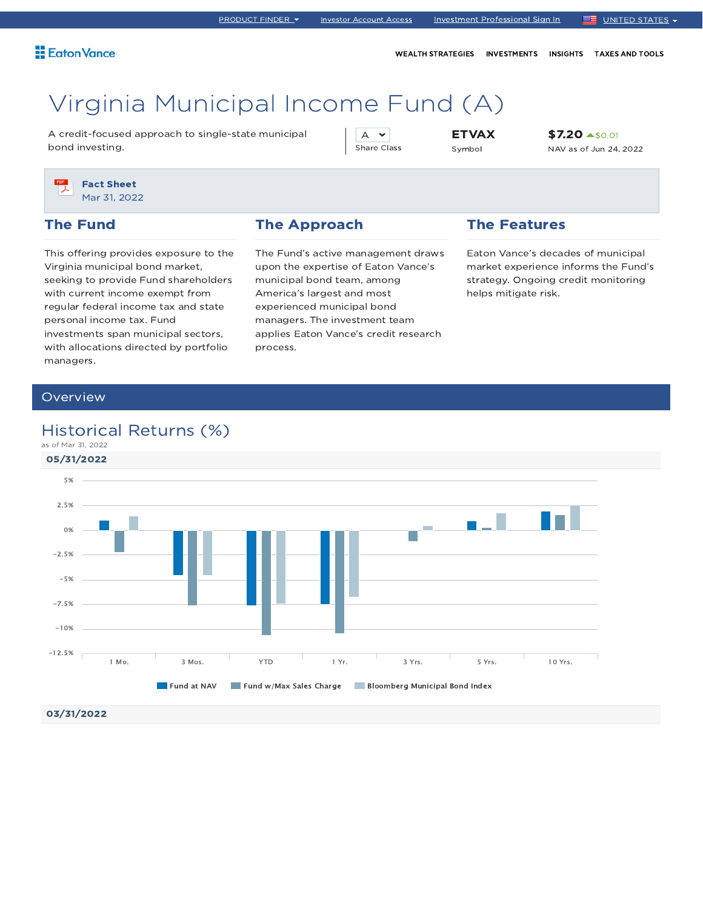PRODUCT FINDER | Investor Account Access | Investment Professional Sign In | UNITED STATES

Eaton Vance

WEALTH STRATEGIES | INVESTMENTS | INSIGHTS | TAXES AND TOOLS

# Virginia Municipal Income Fund (A)

A credit-focused approach to single-state municipal bond investing.

A
Share Class

**ETVAX**
Symbol

**$7.20** $0.01
NAV as of Jun 24, 2022

**Fact Sheet**
Mar 31, 2022

## The Fund

This offering provides exposure to the Virginia municipal bond market, seeking to provide Fund shareholders with current income exempt from regular federal income tax and state personal income tax. Fund investments span municipal sectors, with allocations directed by portfolio managers.

## The Approach

The Fund's active management draws upon the expertise of Eaton Vance's municipal bond team, among America's largest and most experienced municipal bond managers. The investment team applies Eaton Vance's credit research process.

## The Features

Eaton Vance's decades of municipal market experience informs the Fund's strategy. Ongoing credit monitoring helps mitigate risk.

## Overview

### Historical Returns (%)

as of Mar 31, 2022

**05/31/2022**

Fund at NAV | Fund w/Max Sales Charge | Bloomberg Municipal Bond Index

**03/31/2022**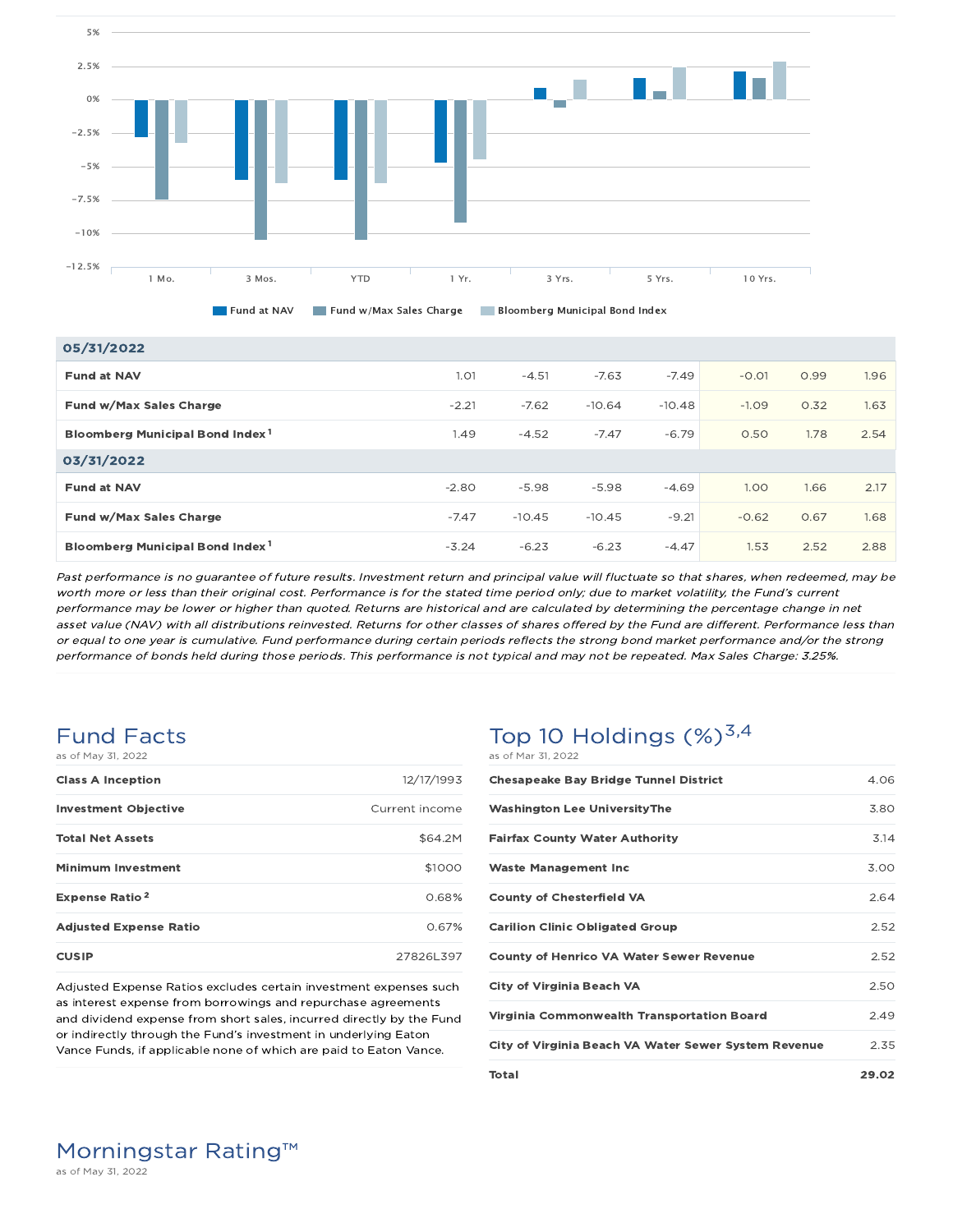| | 1 Mo. | 3 Mos. | YTD | 1 Yr. | 3 Yrs. | 5 Yrs. | 10 Yrs. |
|---|---|---|---|---|---|---|---|
| **05/31/2022** | | | | | | | |
| **Fund at NAV** | 1.01 | -4.51 | -7.63 | -7.49 | -0.01 | 0.99 | 1.96 |
| **Fund w/Max Sales Charge** | -2.21 | -7.62 | -10.64 | -10.48 | -1.09 | 0.32 | 1.63 |
| **Bloomberg Municipal Bond Index** [1] | 1.49 | -4.52 | -7.47 | -6.79 | 0.50 | 1.78 | 2.54 |
| **03/31/2022** | | | | | | | |
| **Fund at NAV** | -2.80 | -5.98 | -5.98 | -4.69 | 1.00 | 1.66 | 2.17 |
| **Fund w/Max Sales Charge** | -7.47 | -10.45 | -10.45 | -9.21 | -0.62 | 0.67 | 1.68 |
| **Bloomberg Municipal Bond Index** [1] | -3.24 | -6.23 | -6.23 | -4.47 | 1.53 | 2.52 | 2.88 |

*Past performance is no guarantee of future results. Investment return and principal value will fluctuate so that shares, when redeemed, may be worth more or less than their original cost. Performance is for the stated time period only; due to market volatility, the Fund's current performance may be lower or higher than quoted. Returns are historical and are calculated by determining the percentage change in net asset value (NAV) with all distributions reinvested. Returns for other classes of shares offered by the Fund are different. Performance less than or equal to one year is cumulative. Fund performance during certain periods reflects the strong bond market performance and/or the strong performance of bonds held during those periods. This performance is not typical and may not be repeated. Max Sales Charge: 3.25%.*

## Fund Facts

as of May 31, 2022

| | |
|---|---|
| **Class A Inception** | 12/17/1993 |
| **Investment Objective** | Current income |
| **Total Net Assets** | $64.2M |
| **Minimum Investment** | $1000 |
| **Expense Ratio** [2] | 0.68% |
| **Adjusted Expense Ratio** | 0.67% |
| **CUSIP** | 27826L397 |

Adjusted Expense Ratios excludes certain investment expenses such as interest expense from borrowings and repurchase agreements and dividend expense from short sales, incurred directly by the Fund or indirectly through the Fund's investment in underlying Eaton Vance Funds, if applicable none of which are paid to Eaton Vance.

## Top 10 Holdings (%)[3,4]

as of Mar 31, 2022

| | |
|---|---|
| **Chesapeake Bay Bridge Tunnel District** | 4.06 |
| **Washington Lee UniversityThe** | 3.80 |
| **Fairfax County Water Authority** | 3.14 |
| **Waste Management Inc** | 3.00 |
| **County of Chesterfield VA** | 2.64 |
| **Carilion Clinic Obligated Group** | 2.52 |
| **County of Henrico VA Water Sewer Revenue** | 2.52 |
| **City of Virginia Beach VA** | 2.50 |
| **Virginia Commonwealth Transportation Board** | 2.49 |
| **City of Virginia Beach VA Water Sewer System Revenue** | 2.35 |
| **Total** | **29.02** |

## Morningstar Rating™

as of May 31, 2022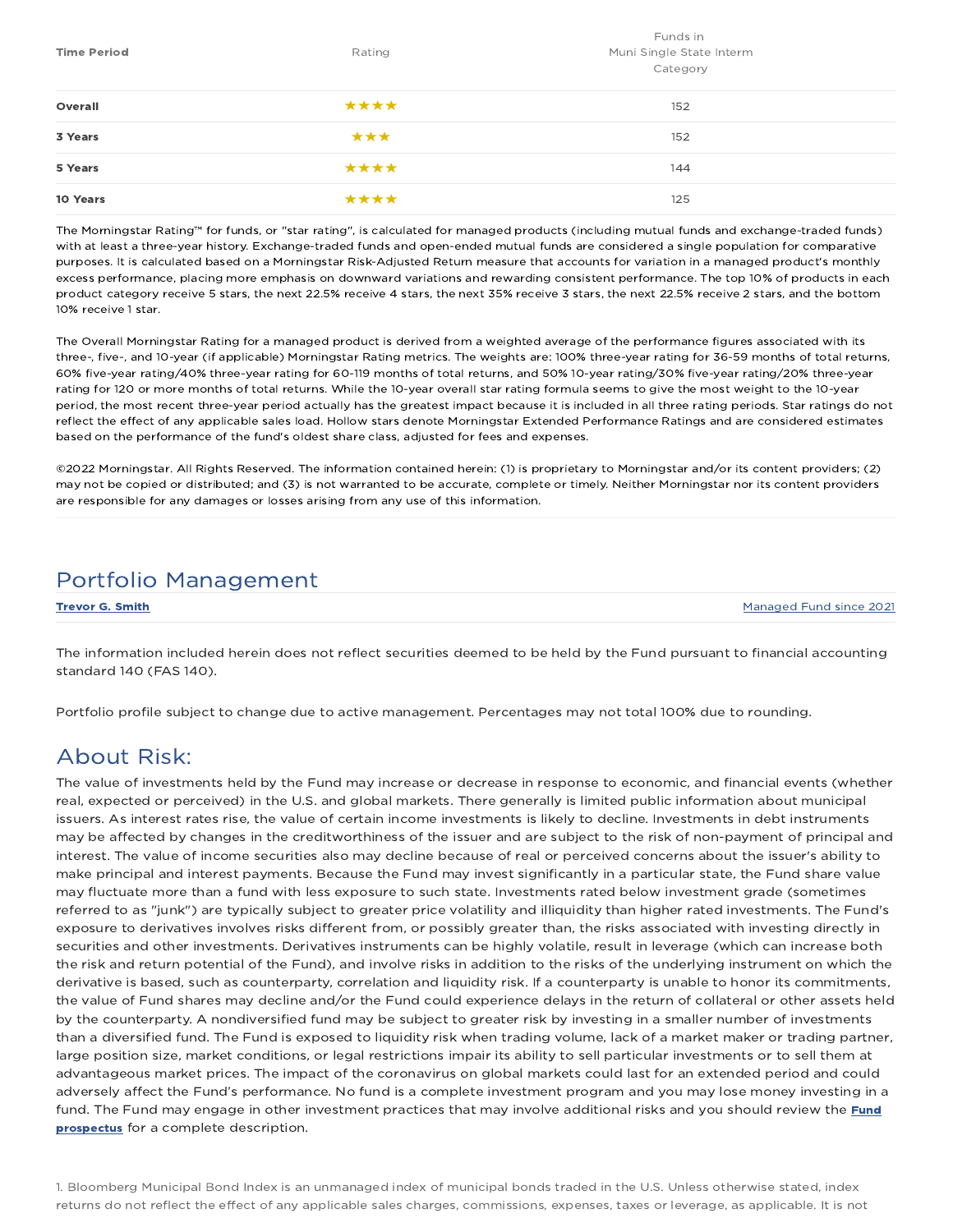| Time Period | Rating | Funds in Muni Single State Interm Category |
| --- | --- | --- |
| **Overall** | ★★★★ | 152 |
| **3 Years** | ★★★ | 152 |
| **5 Years** | ★★★★ | 144 |
| **10 Years** | ★★★★ | 125 |

The Morningstar Rating™ for funds, or "star rating", is calculated for managed products (including mutual funds and exchange-traded funds) with at least a three-year history. Exchange-traded funds and open-ended mutual funds are considered a single population for comparative purposes. It is calculated based on a Morningstar Risk-Adjusted Return measure that accounts for variation in a managed product's monthly excess performance, placing more emphasis on downward variations and rewarding consistent performance. The top 10% of products in each product category receive 5 stars, the next 22.5% receive 4 stars, the next 35% receive 3 stars, the next 22.5% receive 2 stars, and the bottom 10% receive 1 star.

The Overall Morningstar Rating for a managed product is derived from a weighted average of the performance figures associated with its three-, five-, and 10-year (if applicable) Morningstar Rating metrics. The weights are: 100% three-year rating for 36-59 months of total returns, 60% five-year rating/40% three-year rating for 60-119 months of total returns, and 50% 10-year rating/30% five-year rating/20% three-year rating for 120 or more months of total returns. While the 10-year overall star rating formula seems to give the most weight to the 10-year period, the most recent three-year period actually has the greatest impact because it is included in all three rating periods. Star ratings do not reflect the effect of any applicable sales load. Hollow stars denote Morningstar Extended Performance Ratings and are considered estimates based on the performance of the fund's oldest share class, adjusted for fees and expenses.

©2022 Morningstar. All Rights Reserved. The information contained herein: (1) is proprietary to Morningstar and/or its content providers; (2) may not be copied or distributed; and (3) is not warranted to be accurate, complete or timely. Neither Morningstar nor its content providers are responsible for any damages or losses arising from any use of this information.

## Portfolio Management

**Trevor G. Smith** — Managed Fund since 2021

The information included herein does not reflect securities deemed to be held by the Fund pursuant to financial accounting standard 140 (FAS 140).

Portfolio profile subject to change due to active management. Percentages may not total 100% due to rounding.

## About Risk:

The value of investments held by the Fund may increase or decrease in response to economic, and financial events (whether real, expected or perceived) in the U.S. and global markets. There generally is limited public information about municipal issuers. As interest rates rise, the value of certain income investments is likely to decline. Investments in debt instruments may be affected by changes in the creditworthiness of the issuer and are subject to the risk of non-payment of principal and interest. The value of income securities also may decline because of real or perceived concerns about the issuer's ability to make principal and interest payments. Because the Fund may invest significantly in a particular state, the Fund share value may fluctuate more than a fund with less exposure to such state. Investments rated below investment grade (sometimes referred to as "junk") are typically subject to greater price volatility and illiquidity than higher rated investments. The Fund's exposure to derivatives involves risks different from, or possibly greater than, the risks associated with investing directly in securities and other investments. Derivatives instruments can be highly volatile, result in leverage (which can increase both the risk and return potential of the Fund), and involve risks in addition to the risks of the underlying instrument on which the derivative is based, such as counterparty, correlation and liquidity risk. If a counterparty is unable to honor its commitments, the value of Fund shares may decline and/or the Fund could experience delays in the return of collateral or other assets held by the counterparty. A nondiversified fund may be subject to greater risk by investing in a smaller number of investments than a diversified fund. The Fund is exposed to liquidity risk when trading volume, lack of a market maker or trading partner, large position size, market conditions, or legal restrictions impair its ability to sell particular investments or to sell them at advantageous market prices. The impact of the coronavirus on global markets could last for an extended period and could adversely affect the Fund's performance. No fund is a complete investment program and you may lose money investing in a fund. The Fund may engage in other investment practices that may involve additional risks and you should review the **Fund prospectus** for a complete description.

1. Bloomberg Municipal Bond Index is an unmanaged index of municipal bonds traded in the U.S. Unless otherwise stated, index returns do not reflect the effect of any applicable sales charges, commissions, expenses, taxes or leverage, as applicable. It is not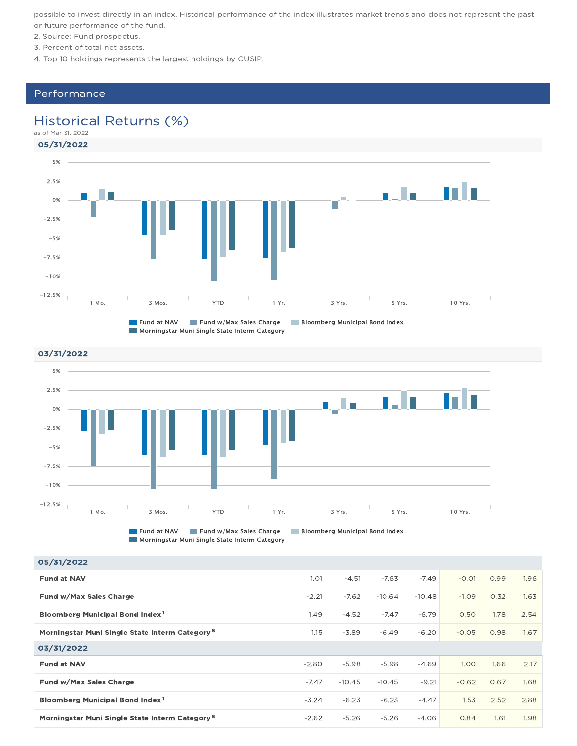possible to invest directly in an index. Historical performance of the index illustrates market trends and does not represent the past or future performance of the fund.

2. Source: Fund prospectus.
3. Percent of total net assets.
4. Top 10 holdings represents the largest holdings by CUSIP.

## Performance

### Historical Returns (%)

as of Mar 31, 2022

**05/31/2022**

**03/31/2022**

| | 1 Mo. | 3 Mos. | YTD | 1 Yr. | 3 Yrs. | 5 Yrs. | 10 Yrs. |
|---|---|---|---|---|---|---|---|
| **05/31/2022** | | | | | | | |
| **Fund at NAV** | 1.01 | -4.51 | -7.63 | -7.49 | -0.01 | 0.99 | 1.96 |
| **Fund w/Max Sales Charge** | -2.21 | -7.62 | -10.64 | -10.48 | -1.09 | 0.32 | 1.63 |
| **Bloomberg Municipal Bond Index** [1] | 1.49 | -4.52 | -7.47 | -6.79 | 0.50 | 1.78 | 2.54 |
| **Morningstar Muni Single State Interm Category** [5] | 1.15 | -3.89 | -6.49 | -6.20 | -0.05 | 0.98 | 1.67 |
| **03/31/2022** | | | | | | | |
| **Fund at NAV** | -2.80 | -5.98 | -5.98 | -4.69 | 1.00 | 1.66 | 2.17 |
| **Fund w/Max Sales Charge** | -7.47 | -10.45 | -10.45 | -9.21 | -0.62 | 0.67 | 1.68 |
| **Bloomberg Municipal Bond Index** [1] | -3.24 | -6.23 | -6.23 | -4.47 | 1.53 | 2.52 | 2.88 |
| **Morningstar Muni Single State Interm Category** [5] | -2.62 | -5.26 | -5.26 | -4.06 | 0.84 | 1.61 | 1.98 |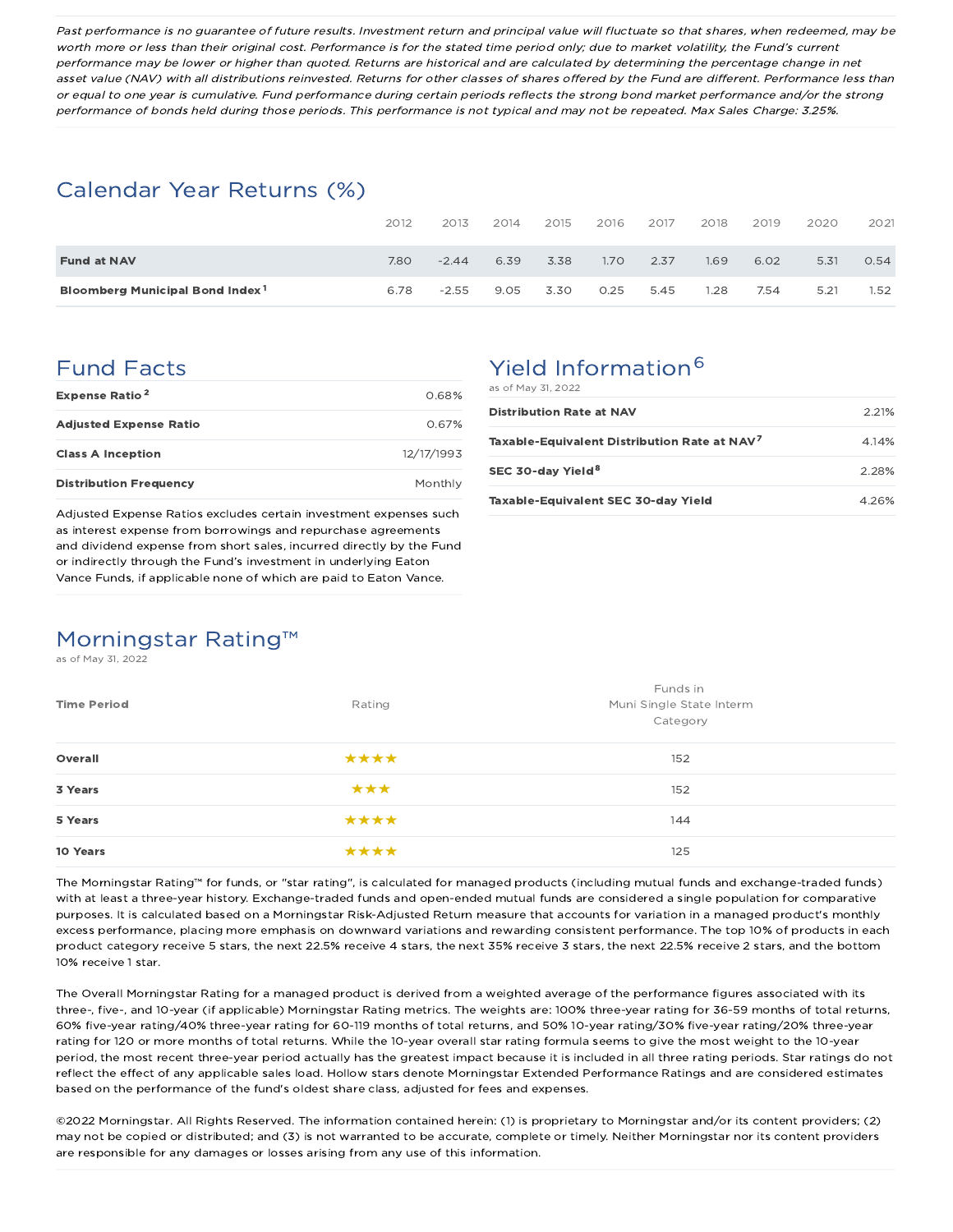*Past performance is no guarantee of future results. Investment return and principal value will fluctuate so that shares, when redeemed, may be worth more or less than their original cost. Performance is for the stated time period only; due to market volatility, the Fund's current performance may be lower or higher than quoted. Returns are historical and are calculated by determining the percentage change in net asset value (NAV) with all distributions reinvested. Returns for other classes of shares offered by the Fund are different. Performance less than or equal to one year is cumulative. Fund performance during certain periods reflects the strong bond market performance and/or the strong performance of bonds held during those periods. This performance is not typical and may not be repeated. Max Sales Charge: 3.25%.*

## Calendar Year Returns (%)

| | 2012 | 2013 | 2014 | 2015 | 2016 | 2017 | 2018 | 2019 | 2020 | 2021 |
|---|---|---|---|---|---|---|---|---|---|---|
| **Fund at NAV** | 7.80 | -2.44 | 6.39 | 3.38 | 1.70 | 2.37 | 1.69 | 6.02 | 5.31 | 0.54 |
| **Bloomberg Municipal Bond Index**[1] | 6.78 | -2.55 | 9.05 | 3.30 | 0.25 | 5.45 | 1.28 | 7.54 | 5.21 | 1.52 |

## Fund Facts

| | |
|---|---|
| **Expense Ratio**[2] | 0.68% |
| **Adjusted Expense Ratio** | 0.67% |
| **Class A Inception** | 12/17/1993 |
| **Distribution Frequency** | Monthly |

Adjusted Expense Ratios excludes certain investment expenses such as interest expense from borrowings and repurchase agreements and dividend expense from short sales, incurred directly by the Fund or indirectly through the Fund's investment in underlying Eaton Vance Funds, if applicable none of which are paid to Eaton Vance.

## Yield Information[6]

as of May 31, 2022

| | |
|---|---|
| **Distribution Rate at NAV** | 2.21% |
| **Taxable-Equivalent Distribution Rate at NAV**[7] | 4.14% |
| **SEC 30-day Yield**[8] | 2.28% |
| **Taxable-Equivalent SEC 30-day Yield** | 4.26% |

## Morningstar Rating™

as of May 31, 2022

| Time Period | Rating | Funds in Muni Single State Interm Category |
|---|---|---|
| **Overall** | ★★★★ | 152 |
| **3 Years** | ★★★ | 152 |
| **5 Years** | ★★★★ | 144 |
| **10 Years** | ★★★★ | 125 |

The Morningstar Rating™ for funds, or "star rating", is calculated for managed products (including mutual funds and exchange-traded funds) with at least a three-year history. Exchange-traded funds and open-ended mutual funds are considered a single population for comparative purposes. It is calculated based on a Morningstar Risk-Adjusted Return measure that accounts for variation in a managed product's monthly excess performance, placing more emphasis on downward variations and rewarding consistent performance. The top 10% of products in each product category receive 5 stars, the next 22.5% receive 4 stars, the next 35% receive 3 stars, the next 22.5% receive 2 stars, and the bottom 10% receive 1 star.

The Overall Morningstar Rating for a managed product is derived from a weighted average of the performance figures associated with its three-, five-, and 10-year (if applicable) Morningstar Rating metrics. The weights are: 100% three-year rating for 36-59 months of total returns, 60% five-year rating/40% three-year rating for 60-119 months of total returns, and 50% 10-year rating/30% five-year rating/20% three-year rating for 120 or more months of total returns. While the 10-year overall star rating formula seems to give the most weight to the 10-year period, the most recent three-year period actually has the greatest impact because it is included in all three rating periods. Star ratings do not reflect the effect of any applicable sales load. Hollow stars denote Morningstar Extended Performance Ratings and are considered estimates based on the performance of the fund's oldest share class, adjusted for fees and expenses.

©2022 Morningstar. All Rights Reserved. The information contained herein: (1) is proprietary to Morningstar and/or its content providers; (2) may not be copied or distributed; and (3) is not warranted to be accurate, complete or timely. Neither Morningstar nor its content providers are responsible for any damages or losses arising from any use of this information.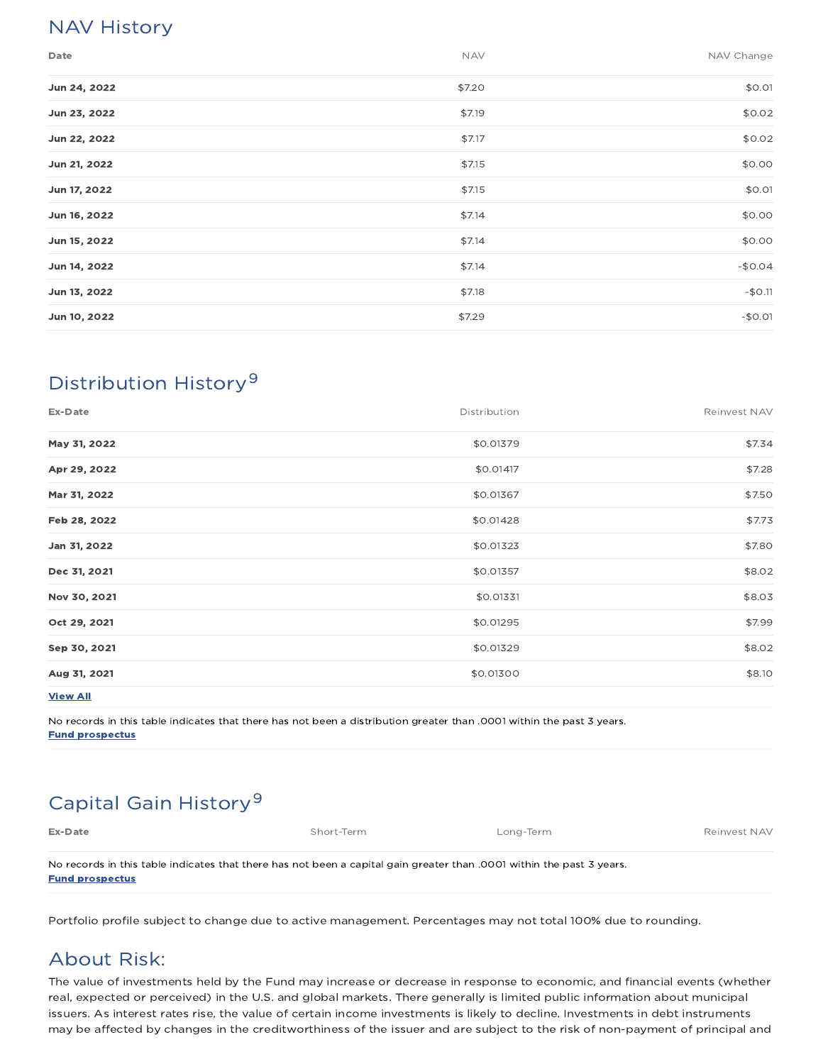## NAV History

| Date | NAV | NAV Change |
|---|---|---|
| **Jun 24, 2022** | $7.20 | $0.01 |
| **Jun 23, 2022** | $7.19 | $0.02 |
| **Jun 22, 2022** | $7.17 | $0.02 |
| **Jun 21, 2022** | $7.15 | $0.00 |
| **Jun 17, 2022** | $7.15 | $0.01 |
| **Jun 16, 2022** | $7.14 | $0.00 |
| **Jun 15, 2022** | $7.14 | $0.00 |
| **Jun 14, 2022** | $7.14 | -$0.04 |
| **Jun 13, 2022** | $7.18 | -$0.11 |
| **Jun 10, 2022** | $7.29 | -$0.01 |

## Distribution History[9]

| Ex-Date | Distribution | Reinvest NAV |
|---|---|---|
| **May 31, 2022** | $0.01379 | $7.34 |
| **Apr 29, 2022** | $0.01417 | $7.28 |
| **Mar 31, 2022** | $0.01367 | $7.50 |
| **Feb 28, 2022** | $0.01428 | $7.73 |
| **Jan 31, 2022** | $0.01323 | $7.80 |
| **Dec 31, 2021** | $0.01357 | $8.02 |
| **Nov 30, 2021** | $0.01331 | $8.03 |
| **Oct 29, 2021** | $0.01295 | $7.99 |
| **Sep 30, 2021** | $0.01329 | $8.02 |
| **Aug 31, 2021** | $0.01300 | $8.10 |

**View All**

No records in this table indicates that there has not been a distribution greater than .0001 within the past 3 years.
**Fund prospectus**

## Capital Gain History[9]

| Ex-Date | Short-Term | Long-Term | Reinvest NAV |
|---|---|---|---|

No records in this table indicates that there has not been a capital gain greater than .0001 within the past 3 years.
**Fund prospectus**

Portfolio profile subject to change due to active management. Percentages may not total 100% due to rounding.

## About Risk:

The value of investments held by the Fund may increase or decrease in response to economic, and financial events (whether real, expected or perceived) in the U.S. and global markets. There generally is limited public information about municipal issuers. As interest rates rise, the value of certain income investments is likely to decline. Investments in debt instruments may be affected by changes in the creditworthiness of the issuer and are subject to the risk of non-payment of principal and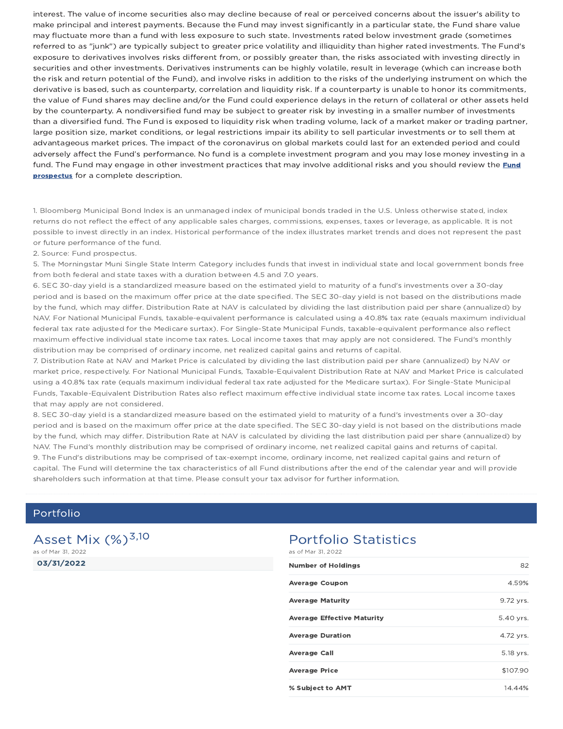interest. The value of income securities also may decline because of real or perceived concerns about the issuer's ability to make principal and interest payments. Because the Fund may invest significantly in a particular state, the Fund share value may fluctuate more than a fund with less exposure to such state. Investments rated below investment grade (sometimes referred to as "junk") are typically subject to greater price volatility and illiquidity than higher rated investments. The Fund's exposure to derivatives involves risks different from, or possibly greater than, the risks associated with investing directly in securities and other investments. Derivatives instruments can be highly volatile, result in leverage (which can increase both the risk and return potential of the Fund), and involve risks in addition to the risks of the underlying instrument on which the derivative is based, such as counterparty, correlation and liquidity risk. If a counterparty is unable to honor its commitments, the value of Fund shares may decline and/or the Fund could experience delays in the return of collateral or other assets held by the counterparty. A nondiversified fund may be subject to greater risk by investing in a smaller number of investments than a diversified fund. The Fund is exposed to liquidity risk when trading volume, lack of a market maker or trading partner, large position size, market conditions, or legal restrictions impair its ability to sell particular investments or to sell them at advantageous market prices. The impact of the coronavirus on global markets could last for an extended period and could adversely affect the Fund's performance. No fund is a complete investment program and you may lose money investing in a fund. The Fund may engage in other investment practices that may involve additional risks and you should review the **Fund prospectus** for a complete description.

1. Bloomberg Municipal Bond Index is an unmanaged index of municipal bonds traded in the U.S. Unless otherwise stated, index returns do not reflect the effect of any applicable sales charges, commissions, expenses, taxes or leverage, as applicable. It is not possible to invest directly in an index. Historical performance of the index illustrates market trends and does not represent the past or future performance of the fund.
2. Source: Fund prospectus.
5. The Morningstar Muni Single State Interm Category includes funds that invest in individual state and local government bonds free from both federal and state taxes with a duration between 4.5 and 7.0 years.
6. SEC 30-day yield is a standardized measure based on the estimated yield to maturity of a fund's investments over a 30-day period and is based on the maximum offer price at the date specified. The SEC 30-day yield is not based on the distributions made by the fund, which may differ. Distribution Rate at NAV is calculated by dividing the last distribution paid per share (annualized) by NAV. For National Municipal Funds, taxable-equivalent performance is calculated using a 40.8% tax rate (equals maximum individual federal tax rate adjusted for the Medicare surtax). For Single-State Municipal Funds, taxable-equivalent performance also reflect maximum effective individual state income tax rates. Local income taxes that may apply are not considered. The Fund's monthly distribution may be comprised of ordinary income, net realized capital gains and returns of capital.
7. Distribution Rate at NAV and Market Price is calculated by dividing the last distribution paid per share (annualized) by NAV or market price, respectively. For National Municipal Funds, Taxable-Equivalent Distribution Rate at NAV and Market Price is calculated using a 40.8% tax rate (equals maximum individual federal tax rate adjusted for the Medicare surtax). For Single-State Municipal Funds, Taxable-Equivalent Distribution Rates also reflect maximum effective individual state income tax rates. Local income taxes that may apply are not considered.
8. SEC 30-day yield is a standardized measure based on the estimated yield to maturity of a fund's investments over a 30-day period and is based on the maximum offer price at the date specified. The SEC 30-day yield is not based on the distributions made by the fund, which may differ. Distribution Rate at NAV is calculated by dividing the last distribution paid per share (annualized) by NAV. The Fund's monthly distribution may be comprised of ordinary income, net realized capital gains and returns of capital.
9. The Fund's distributions may be comprised of tax-exempt income, ordinary income, net realized capital gains and return of capital. The Fund will determine the tax characteristics of all Fund distributions after the end of the calendar year and will provide shareholders such information at that time. Please consult your tax advisor for further information.

## Portfolio

### Asset Mix (%)[3,10]

as of Mar 31, 2022

**03/31/2022**

### Portfolio Statistics

as of Mar 31, 2022

| | |
|---|---|
| **Number of Holdings** | 82 |
| **Average Coupon** | 4.59% |
| **Average Maturity** | 9.72 yrs. |
| **Average Effective Maturity** | 5.40 yrs. |
| **Average Duration** | 4.72 yrs. |
| **Average Call** | 5.18 yrs. |
| **Average Price** | $107.90 |
| **% Subject to AMT** | 14.44% |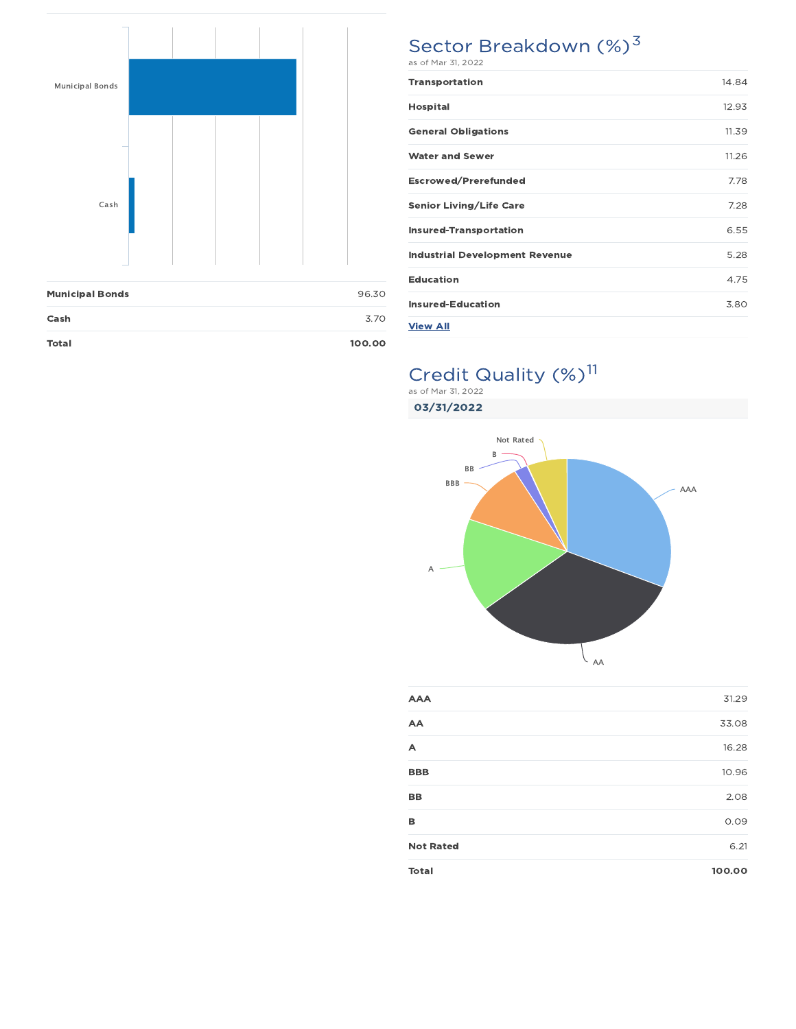| | |
|---|---|
| **Municipal Bonds** | 96.30 |
| **Cash** | 3.70 |
| **Total** | **100.00** |

## Sector Breakdown (%)[3]

as of Mar 31, 2022

| | |
|---|---|
| **Transportation** | 14.84 |
| **Hospital** | 12.93 |
| **General Obligations** | 11.39 |
| **Water and Sewer** | 11.26 |
| **Escrowed/Prerefunded** | 7.78 |
| **Senior Living/Life Care** | 7.28 |
| **Insured-Transportation** | 6.55 |
| **Industrial Development Revenue** | 5.28 |
| **Education** | 4.75 |
| **Insured-Education** | 3.80 |

**View All**

## Credit Quality (%)[11]

as of Mar 31, 2022

**03/31/2022**

| | |
|---|---|
| **AAA** | 31.29 |
| **AA** | 33.08 |
| **A** | 16.28 |
| **BBB** | 10.96 |
| **BB** | 2.08 |
| **B** | 0.09 |
| **Not Rated** | 6.21 |
| **Total** | **100.00** |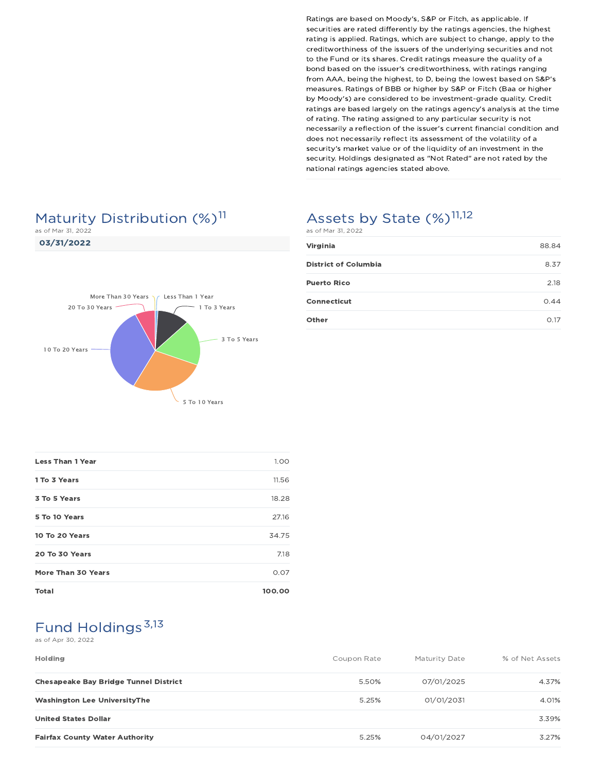Ratings are based on Moody's, S&P or Fitch, as applicable. If securities are rated differently by the ratings agencies, the highest rating is applied. Ratings, which are subject to change, apply to the creditworthiness of the issuers of the underlying securities and not to the Fund or its shares. Credit ratings measure the quality of a bond based on the issuer's creditworthiness, with ratings ranging from AAA, being the highest, to D, being the lowest based on S&P's measures. Ratings of BBB or higher by S&P or Fitch (Baa or higher by Moody's) are considered to be investment-grade quality. Credit ratings are based largely on the ratings agency's analysis at the time of rating. The rating assigned to any particular security is not necessarily a reflection of the issuer's current financial condition and does not necessarily reflect its assessment of the volatility of a security's market value or of the liquidity of an investment in the security. Holdings designated as "Not Rated" are not rated by the national ratings agencies stated above.

## Maturity Distribution (%)[11]

as of Mar 31, 2022

**03/31/2022**

| | |
|---|---|
| **Less Than 1 Year** | 1.00 |
| **1 To 3 Years** | 11.56 |
| **3 To 5 Years** | 18.28 |
| **5 To 10 Years** | 27.16 |
| **10 To 20 Years** | 34.75 |
| **20 To 30 Years** | 7.18 |
| **More Than 30 Years** | 0.07 |
| **Total** | **100.00** |

## Assets by State (%)[11,12]

as of Mar 31, 2022

| | |
|---|---|
| **Virginia** | 88.84 |
| **District of Columbia** | 8.37 |
| **Puerto Rico** | 2.18 |
| **Connecticut** | 0.44 |
| **Other** | 0.17 |

## Fund Holdings[3,13]

as of Apr 30, 2022

| Holding | Coupon Rate | Maturity Date | % of Net Assets |
|---|---|---|---|
| **Chesapeake Bay Bridge Tunnel District** | 5.50% | 07/01/2025 | 4.37% |
| **Washington Lee UniversityThe** | 5.25% | 01/01/2031 | 4.01% |
| **United States Dollar** | | | 3.39% |
| **Fairfax County Water Authority** | 5.25% | 04/01/2027 | 3.27% |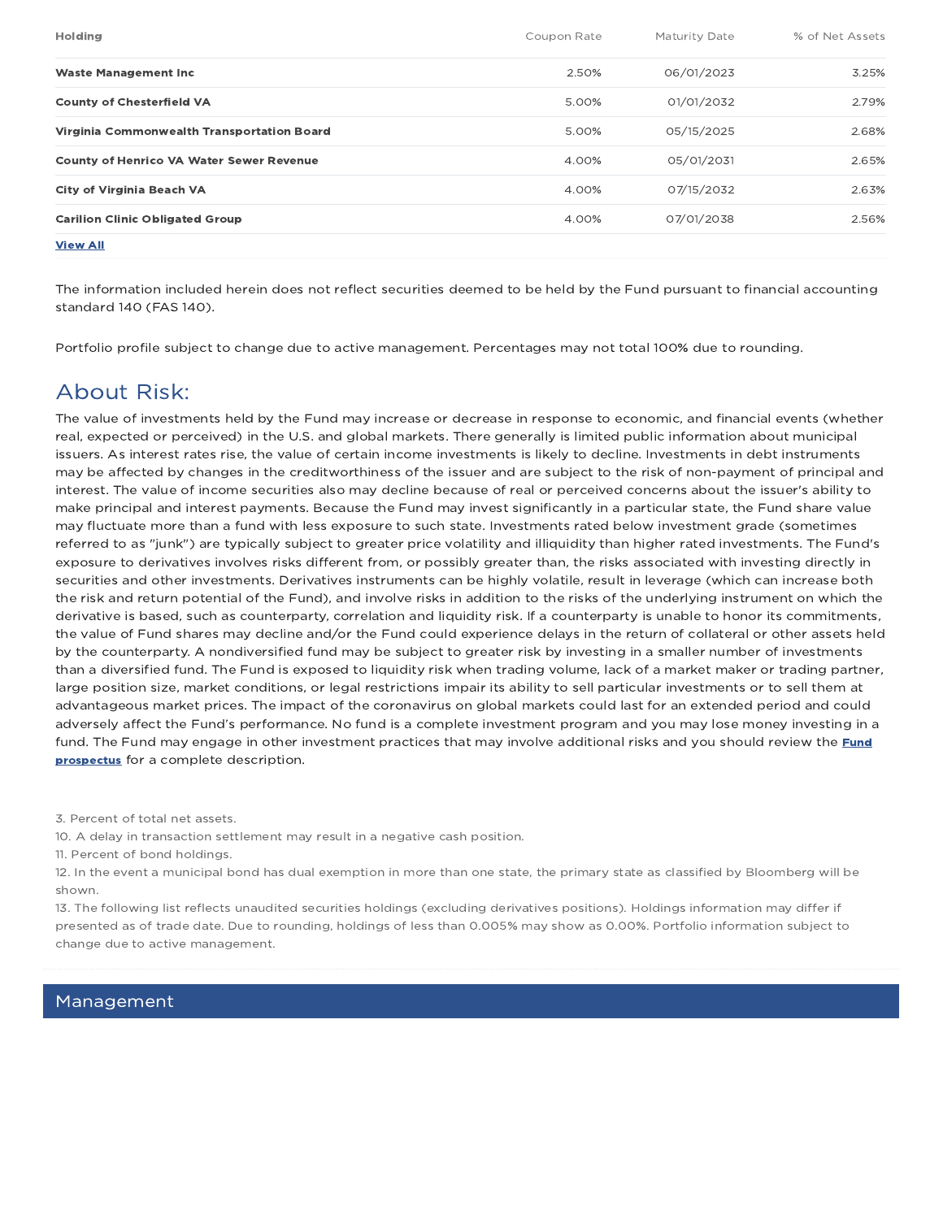| Holding | Coupon Rate | Maturity Date | % of Net Assets |
| --- | --- | --- | --- |
| **Waste Management Inc** | 2.50% | 06/01/2023 | 3.25% |
| **County of Chesterfield VA** | 5.00% | 01/01/2032 | 2.79% |
| **Virginia Commonwealth Transportation Board** | 5.00% | 05/15/2025 | 2.68% |
| **County of Henrico VA Water Sewer Revenue** | 4.00% | 05/01/2031 | 2.65% |
| **City of Virginia Beach VA** | 4.00% | 07/15/2032 | 2.63% |
| **Carilion Clinic Obligated Group** | 4.00% | 07/01/2038 | 2.56% |

**View All**

The information included herein does not reflect securities deemed to be held by the Fund pursuant to financial accounting standard 140 (FAS 140).

Portfolio profile subject to change due to active management. Percentages may not total 100% due to rounding.

## About Risk:

The value of investments held by the Fund may increase or decrease in response to economic, and financial events (whether real, expected or perceived) in the U.S. and global markets. There generally is limited public information about municipal issuers. As interest rates rise, the value of certain income investments is likely to decline. Investments in debt instruments may be affected by changes in the creditworthiness of the issuer and are subject to the risk of non-payment of principal and interest. The value of income securities also may decline because of real or perceived concerns about the issuer's ability to make principal and interest payments. Because the Fund may invest significantly in a particular state, the Fund share value may fluctuate more than a fund with less exposure to such state. Investments rated below investment grade (sometimes referred to as "junk") are typically subject to greater price volatility and illiquidity than higher rated investments. The Fund's exposure to derivatives involves risks different from, or possibly greater than, the risks associated with investing directly in securities and other investments. Derivatives instruments can be highly volatile, result in leverage (which can increase both the risk and return potential of the Fund), and involve risks in addition to the risks of the underlying instrument on which the derivative is based, such as counterparty, correlation and liquidity risk. If a counterparty is unable to honor its commitments, the value of Fund shares may decline and/or the Fund could experience delays in the return of collateral or other assets held by the counterparty. A nondiversified fund may be subject to greater risk by investing in a smaller number of investments than a diversified fund. The Fund is exposed to liquidity risk when trading volume, lack of a market maker or trading partner, large position size, market conditions, or legal restrictions impair its ability to sell particular investments or to sell them at advantageous market prices. The impact of the coronavirus on global markets could last for an extended period and could adversely affect the Fund's performance. No fund is a complete investment program and you may lose money investing in a fund. The Fund may engage in other investment practices that may involve additional risks and you should review the **Fund prospectus** for a complete description.

3. Percent of total net assets.

10. A delay in transaction settlement may result in a negative cash position.

11. Percent of bond holdings.

12. In the event a municipal bond has dual exemption in more than one state, the primary state as classified by Bloomberg will be shown.

13. The following list reflects unaudited securities holdings (excluding derivatives positions). Holdings information may differ if presented as of trade date. Due to rounding, holdings of less than 0.005% may show as 0.00%. Portfolio information subject to change due to active management.

## Management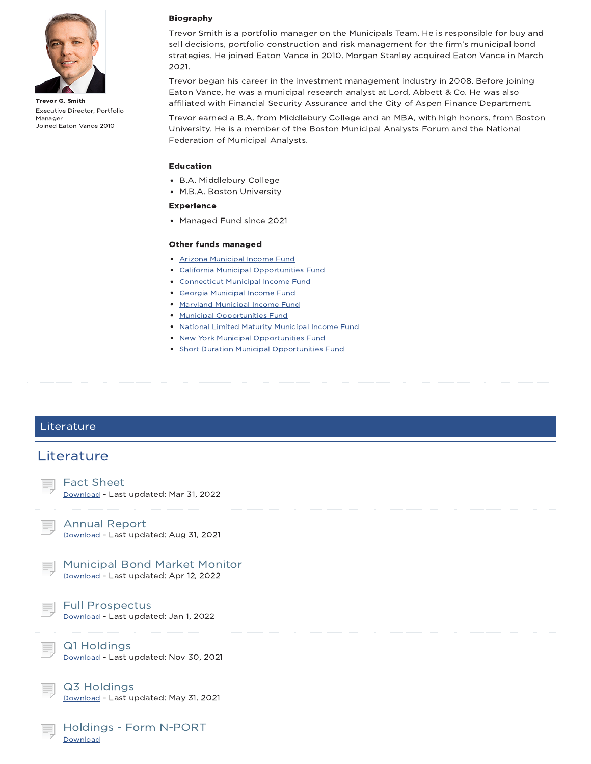**Trevor G. Smith**

Executive Director, Portfolio Manager

Joined Eaton Vance 2010

### Biography

Trevor Smith is a portfolio manager on the Municipals Team. He is responsible for buy and sell decisions, portfolio construction and risk management for the firm's municipal bond strategies. He joined Eaton Vance in 2010. Morgan Stanley acquired Eaton Vance in March 2021.

Trevor began his career in the investment management industry in 2008. Before joining Eaton Vance, he was a municipal research analyst at Lord, Abbett & Co. He was also affiliated with Financial Security Assurance and the City of Aspen Finance Department.

Trevor earned a B.A. from Middlebury College and an MBA, with high honors, from Boston University. He is a member of the Boston Municipal Analysts Forum and the National Federation of Municipal Analysts.

### Education

- B.A. Middlebury College
- M.B.A. Boston University

### Experience

- Managed Fund since 2021

### Other funds managed

- Arizona Municipal Income Fund
- California Municipal Opportunities Fund
- Connecticut Municipal Income Fund
- Georgia Municipal Income Fund
- Maryland Municipal Income Fund
- Municipal Opportunities Fund
- National Limited Maturity Municipal Income Fund
- New York Municipal Opportunities Fund
- Short Duration Municipal Opportunities Fund

## Literature

## Literature

### Fact Sheet
Download - Last updated: Mar 31, 2022

### Annual Report
Download - Last updated: Aug 31, 2021

### Municipal Bond Market Monitor
Download - Last updated: Apr 12, 2022

### Full Prospectus
Download - Last updated: Jan 1, 2022

### Q1 Holdings
Download - Last updated: Nov 30, 2021

### Q3 Holdings
Download - Last updated: May 31, 2021

### Holdings - Form N-PORT
Download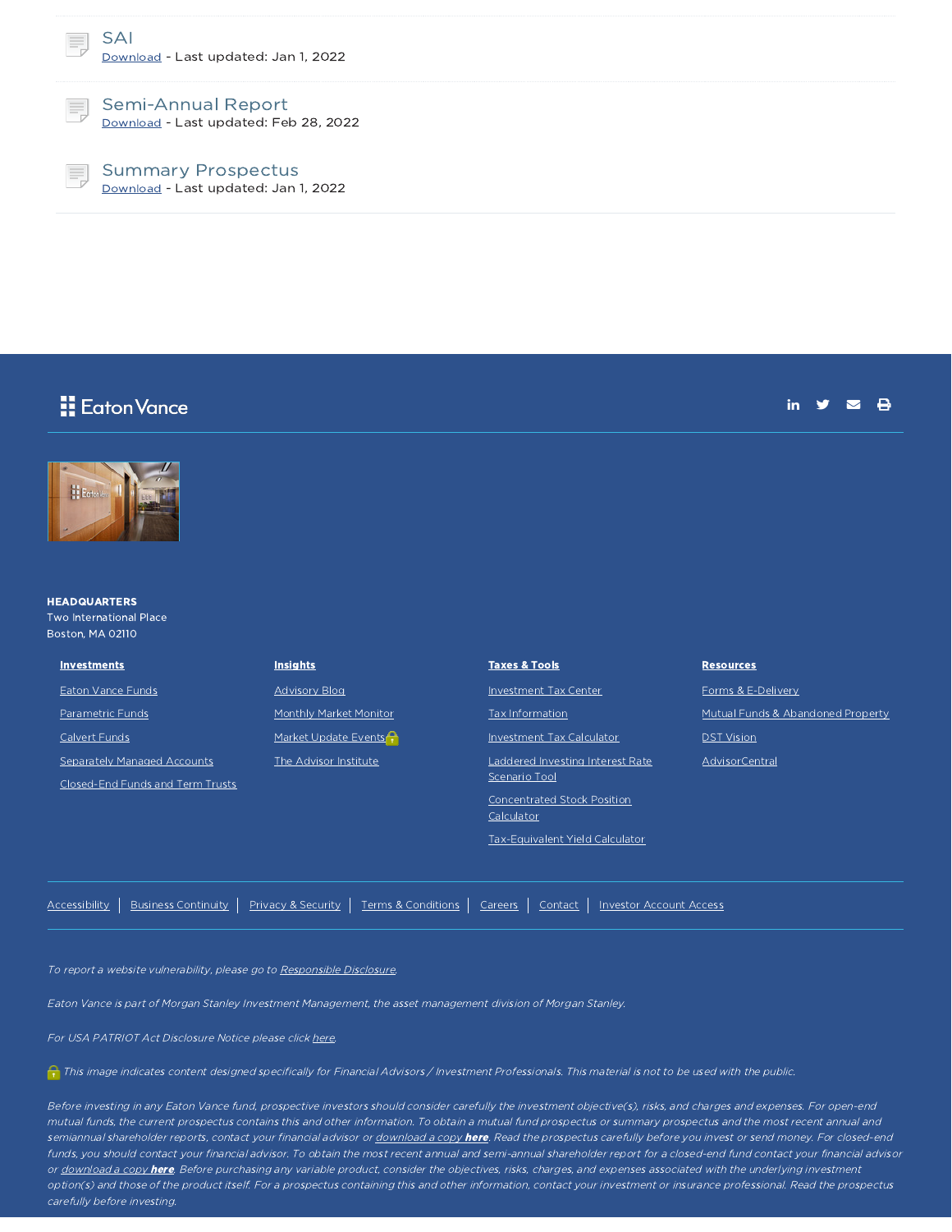### SAI

Download - Last updated: Jan 1, 2022

### Semi-Annual Report

Download - Last updated: Feb 28, 2022

### Summary Prospectus

Download - Last updated: Jan 1, 2022

Eaton Vance

**HEADQUARTERS**
Two International Place
Boston, MA 02110

**Investments**

- Eaton Vance Funds
- Parametric Funds
- Calvert Funds
- Separately Managed Accounts
- Closed-End Funds and Term Trusts

**Insights**

- Advisory Blog
- Monthly Market Monitor
- Market Update Events
- The Advisor Institute

**Taxes & Tools**

- Investment Tax Center
- Tax Information
- Investment Tax Calculator
- Laddered Investing Interest Rate Scenario Tool
- Concentrated Stock Position Calculator
- Tax-Equivalent Yield Calculator

**Resources**

- Forms & E-Delivery
- Mutual Funds & Abandoned Property
- DST Vision
- AdvisorCentral

Accessibility | Business Continuity | Privacy & Security | Terms & Conditions | Careers | Contact | Investor Account Access

*To report a website vulnerability, please go to Responsible Disclosure.*

*Eaton Vance is part of Morgan Stanley Investment Management, the asset management division of Morgan Stanley.*

*For USA PATRIOT Act Disclosure Notice please click here.*

*This image indicates content designed specifically for Financial Advisors / Investment Professionals. This material is not to be used with the public.*

*Before investing in any Eaton Vance fund, prospective investors should consider carefully the investment objective(s), risks, and charges and expenses. For open-end mutual funds, the current prospectus contains this and other information. To obtain a mutual fund prospectus or summary prospectus and the most recent annual and semiannual shareholder reports, contact your financial advisor or download a copy* ***here****. Read the prospectus carefully before you invest or send money. For closed-end funds, you should contact your financial advisor. To obtain the most recent annual and semi-annual shareholder report for a closed-end fund contact your financial advisor or download a copy* ***here****. Before purchasing any variable product, consider the objectives, risks, charges, and expenses associated with the underlying investment option(s) and those of the product itself. For a prospectus containing this and other information, contact your investment or insurance professional. Read the prospectus carefully before investing.*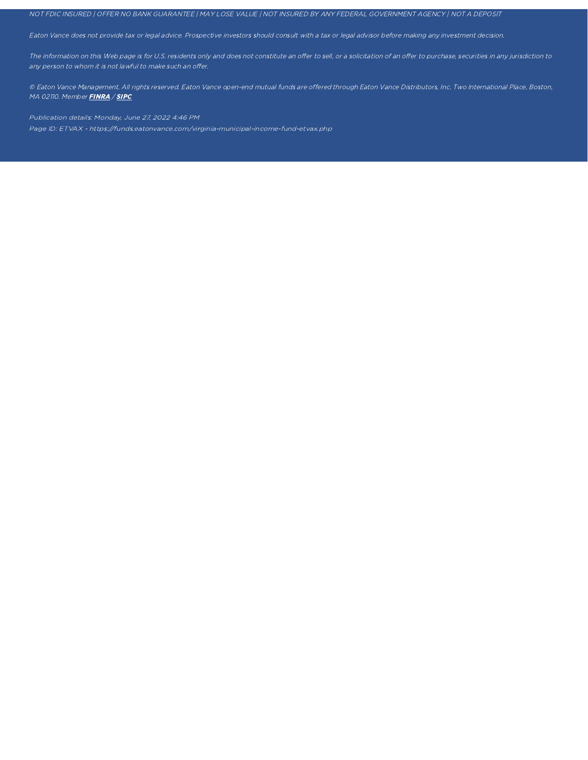*NOT FDIC INSURED | OFFER NO BANK GUARANTEE | MAY LOSE VALUE | NOT INSURED BY ANY FEDERAL GOVERNMENT AGENCY | NOT A DEPOSIT*

*Eaton Vance does not provide tax or legal advice. Prospective investors should consult with a tax or legal advisor before making any investment decision.*

*The information on this Web page is for U.S. residents only and does not constitute an offer to sell, or a solicitation of an offer to purchase, securities in any jurisdiction to any person to whom it is not lawful to make such an offer.*

*© Eaton Vance Management. All rights reserved. Eaton Vance open-end mutual funds are offered through Eaton Vance Distributors, Inc. Two International Place, Boston, MA 02110. Member **FINRA** / **SIPC***

*Publication details: Monday, June 27, 2022 4:46 PM*
*Page ID: ETVAX - https://funds.eatonvance.com/virginia-municipal-income-fund-etvax.php*